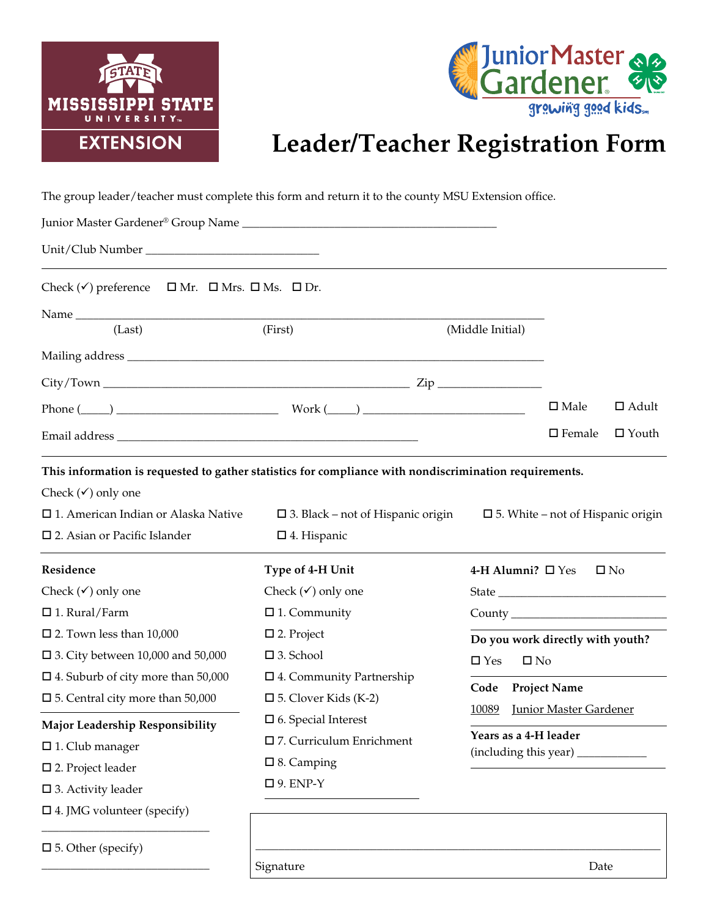MISSISSIPPI STATE UNIVERSITY™ EXTENSION

Junior Master Gardener® growing good kids℠

# Leader/Teacher Registration Form

The group leader/teacher must complete this form and return it to the county MSU Extension office.

Junior Master Gardener® Group Name ___________________________________________

Unit/Club Number _____________________________

---

Check (✓) preference ☐ Mr. ☐ Mrs. ☐ Ms. ☐ Dr.

Name _______________________________________________________________________________
(Last) (First) (Middle Initial)

Mailing address ______________________________________________________________________

City/Town ___________________________________________________ Zip _________________

Phone (_____) ___________________________ Work (_____) ___________________________

Email address _____________________________________________________

☐ Male ☐ Adult

☐ Female ☐ Youth

---

**This information is requested to gather statistics for compliance with nondiscrimination requirements.**

Check (✓) only one

☐ 1. American Indian or Alaska Native

☐ 2. Asian or Pacific Islander

☐ 3. Black – not of Hispanic origin

☐ 4. Hispanic

☐ 5. White – not of Hispanic origin

---

**Residence**

Check (✓) only one

☐ 1. Rural/Farm

☐ 2. Town less than 10,000

☐ 3. City between 10,000 and 50,000

☐ 4. Suburb of city more than 50,000

☐ 5. Central city more than 50,000

**Major Leadership Responsibility**

☐ 1. Club manager

☐ 2. Project leader

☐ 3. Activity leader

☐ 4. JMG volunteer (specify)

_____________________________

☐ 5. Other (specify)

_____________________________

**Type of 4-H Unit**

Check (✓) only one

☐ 1. Community

☐ 2. Project

☐ 3. School

☐ 4. Community Partnership

☐ 5. Clover Kids (K-2)

☐ 6. Special Interest

☐ 7. Curriculum Enrichment

☐ 8. Camping

☐ 9. ENP-Y

**4-H Alumni?** ☐ Yes ☐ No

State ____________________________

County ___________________________

**Do you work directly with youth?**

☐ Yes ☐ No

| **Code** | **Project Name** |
|---|---|
| 10089 | Junior Master Gardener |

**Years as a 4-H leader**
(including this year) ___________

_______________________________________________________________

Signature Date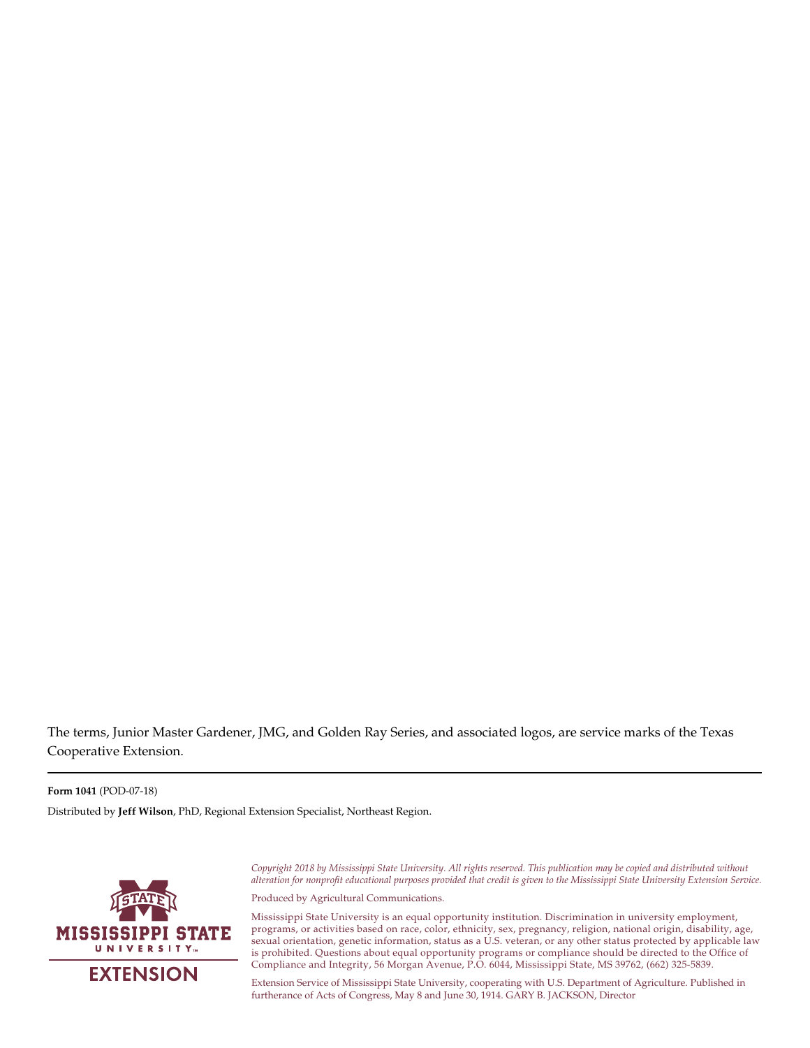The terms, Junior Master Gardener, JMG, and Golden Ray Series, and associated logos, are service marks of the Texas Cooperative Extension.

---

**Form 1041** (POD-07-18)

Distributed by **Jeff Wilson**, PhD, Regional Extension Specialist, Northeast Region.

MISSISSIPPI STATE UNIVERSITY™ EXTENSION

*Copyright 2018 by Mississippi State University. All rights reserved. This publication may be copied and distributed without alteration for nonprofit educational purposes provided that credit is given to the Mississippi State University Extension Service.*

Produced by Agricultural Communications.

Mississippi State University is an equal opportunity institution. Discrimination in university employment, programs, or activities based on race, color, ethnicity, sex, pregnancy, religion, national origin, disability, age, sexual orientation, genetic information, status as a U.S. veteran, or any other status protected by applicable law is prohibited. Questions about equal opportunity programs or compliance should be directed to the Office of Compliance and Integrity, 56 Morgan Avenue, P.O. 6044, Mississippi State, MS 39762, (662) 325-5839.

Extension Service of Mississippi State University, cooperating with U.S. Department of Agriculture. Published in furtherance of Acts of Congress, May 8 and June 30, 1914. GARY B. JACKSON, Director